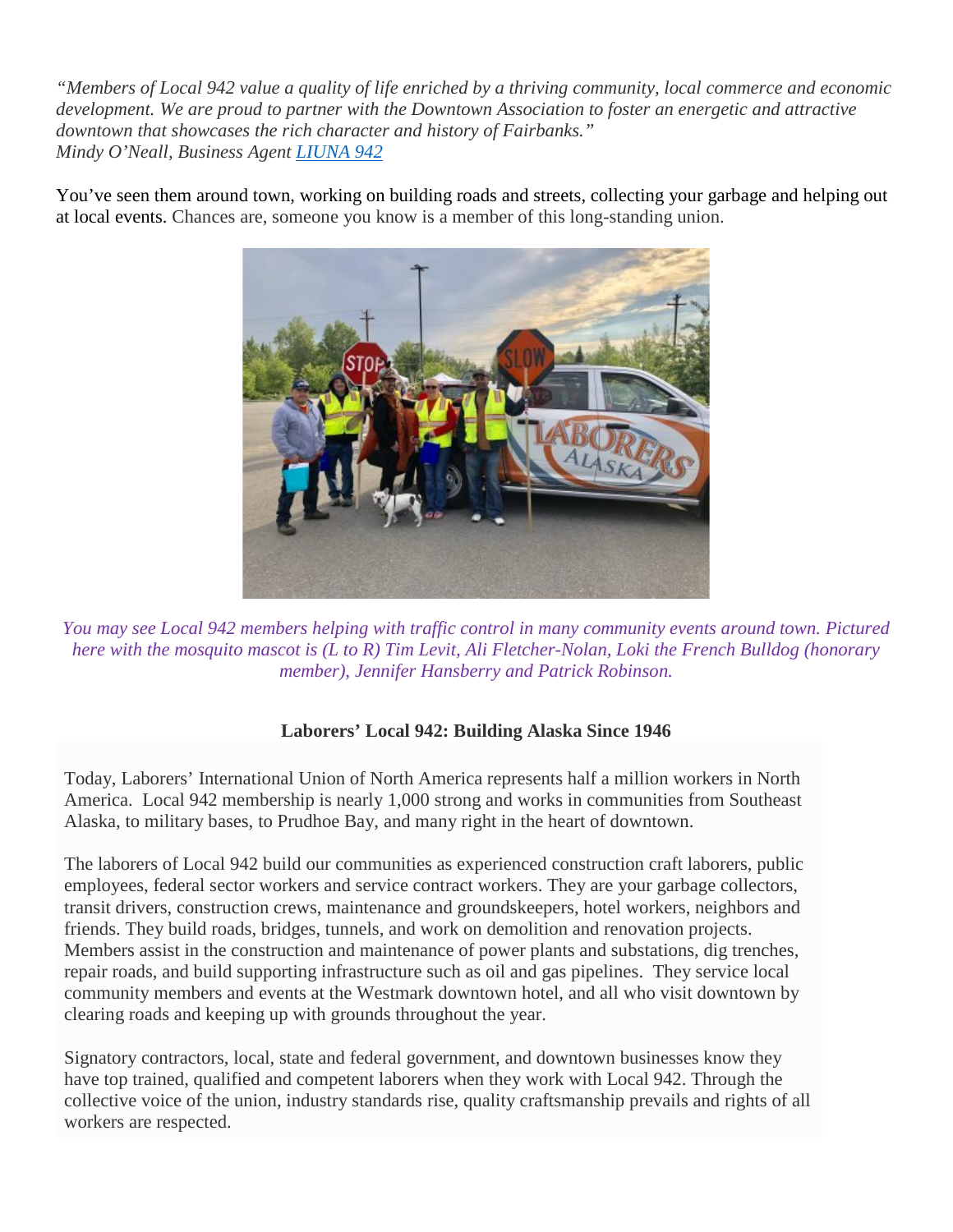*"Members of Local 942 value a quality of life enriched by a thriving community, local commerce and economic development. We are proud to partner with the Downtown Association to foster an energetic and attractive downtown that showcases the rich character and history of Fairbanks."*
*Mindy O'Neall, Business Agent [LIUNA 942]*

You've seen them around town, working on building roads and streets, collecting your garbage and helping out at local events. Chances are, someone you know is a member of this long-standing union.

*You may see Local 942 members helping with traffic control in many community events around town. Pictured here with the mosquito mascot is (L to R) Tim Levit, Ali Fletcher-Nolan, Loki the French Bulldog (honorary member), Jennifer Hansberry and Patrick Robinson.*

**Laborers' Local 942: Building Alaska Since 1946**

Today, Laborers' International Union of North America represents half a million workers in North America. Local 942 membership is nearly 1,000 strong and works in communities from Southeast Alaska, to military bases, to Prudhoe Bay, and many right in the heart of downtown.

The laborers of Local 942 build our communities as experienced construction craft laborers, public employees, federal sector workers and service contract workers. They are your garbage collectors, transit drivers, construction crews, maintenance and groundskeepers, hotel workers, neighbors and friends. They build roads, bridges, tunnels, and work on demolition and renovation projects. Members assist in the construction and maintenance of power plants and substations, dig trenches, repair roads, and build supporting infrastructure such as oil and gas pipelines. They service local community members and events at the Westmark downtown hotel, and all who visit downtown by clearing roads and keeping up with grounds throughout the year.

Signatory contractors, local, state and federal government, and downtown businesses know they have top trained, qualified and competent laborers when they work with Local 942. Through the collective voice of the union, industry standards rise, quality craftsmanship prevails and rights of all workers are respected.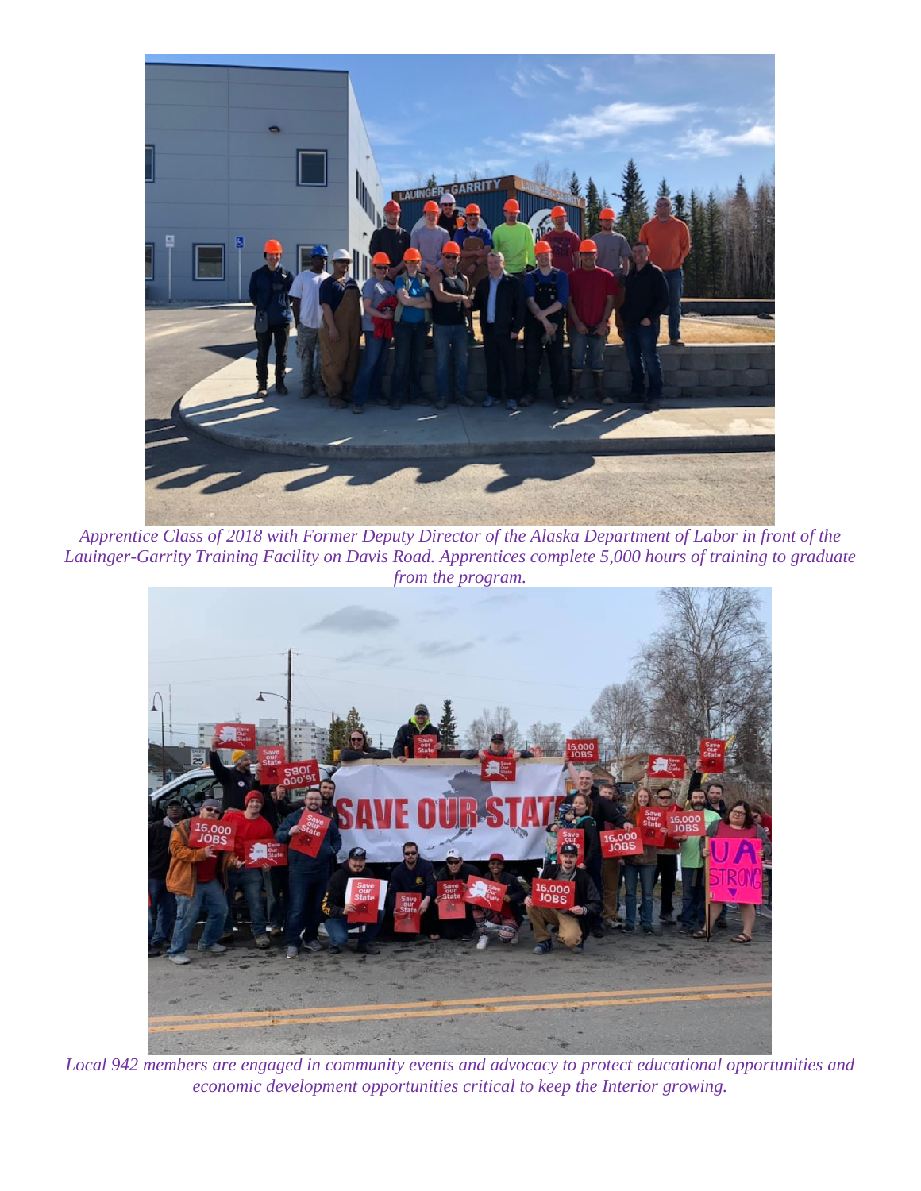*Apprentice Class of 2018 with Former Deputy Director of the Alaska Department of Labor in front of the Lauinger-Garrity Training Facility on Davis Road. Apprentices complete 5,000 hours of training to graduate from the program.*

*Local 942 members are engaged in community events and advocacy to protect educational opportunities and economic development opportunities critical to keep the Interior growing.*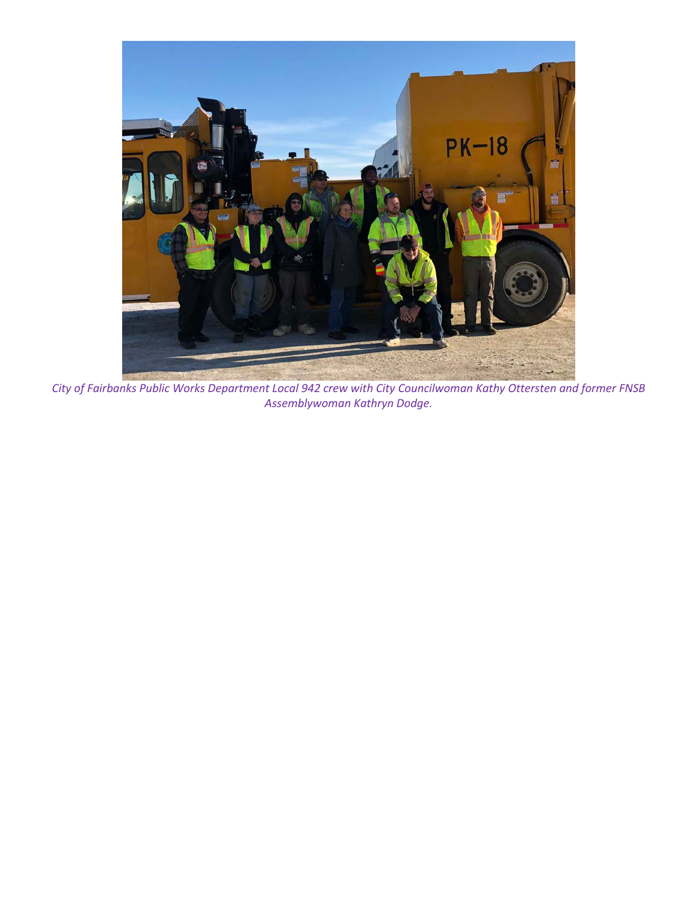*City of Fairbanks Public Works Department Local 942 crew with City Councilwoman Kathy Ottersten and former FNSB Assemblywoman Kathryn Dodge.*